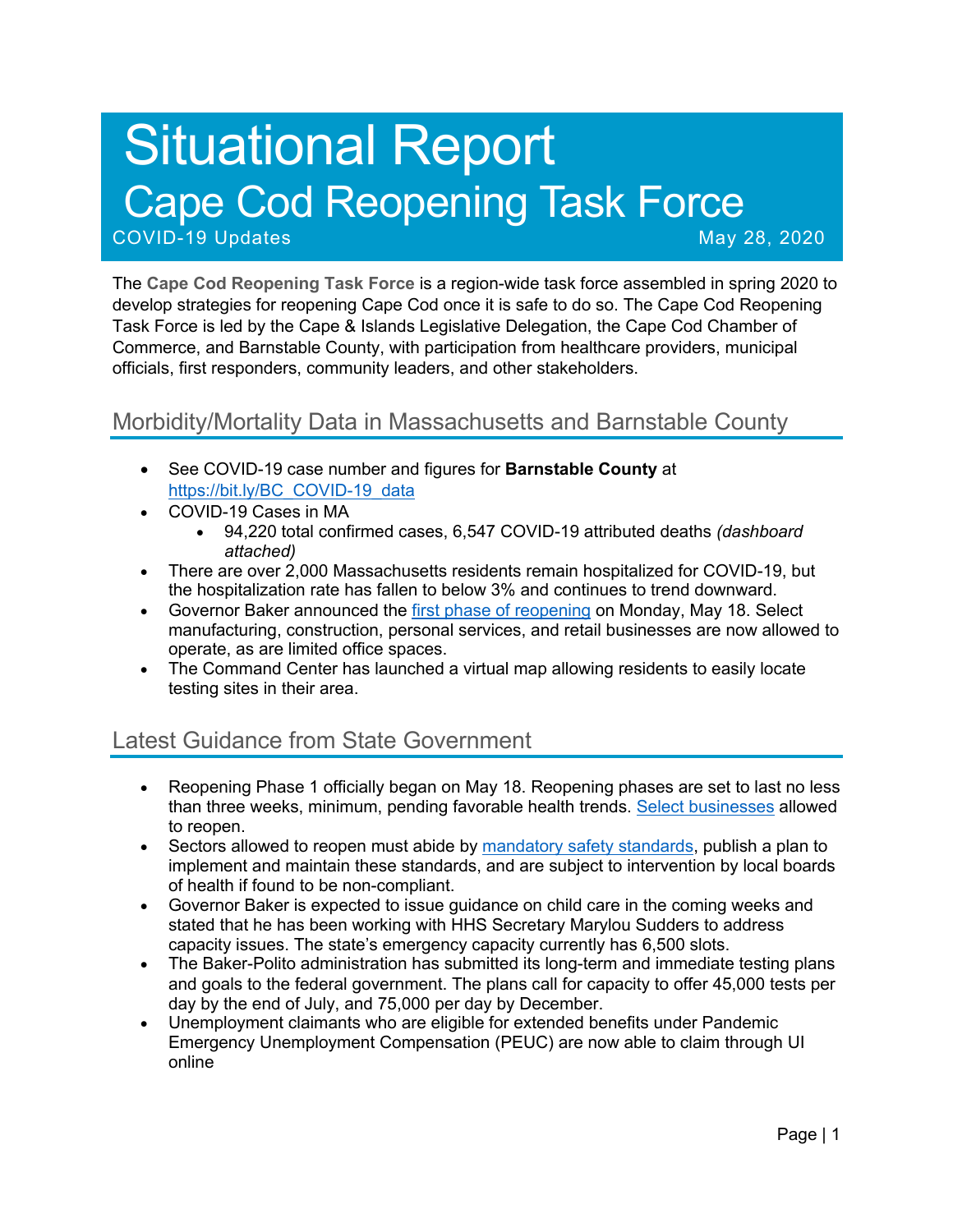# Situational Report
# Cape Cod Reopening Task Force

COVID-19 Updates May 28, 2020

The **Cape Cod Reopening Task Force** is a region-wide task force assembled in spring 2020 to develop strategies for reopening Cape Cod once it is safe to do so. The Cape Cod Reopening Task Force is led by the Cape & Islands Legislative Delegation, the Cape Cod Chamber of Commerce, and Barnstable County, with participation from healthcare providers, municipal officials, first responders, community leaders, and other stakeholders.

## Morbidity/Mortality Data in Massachusetts and Barnstable County

- See COVID-19 case number and figures for **Barnstable County** at [https://bit.ly/BC_COVID-19_data](https://bit.ly/BC_COVID-19_data)
- COVID-19 Cases in MA
  - 94,220 total confirmed cases, 6,547 COVID-19 attributed deaths *(dashboard attached)*
- There are over 2,000 Massachusetts residents remain hospitalized for COVID-19, but the hospitalization rate has fallen to below 3% and continues to trend downward.
- Governor Baker announced the first phase of reopening on Monday, May 18. Select manufacturing, construction, personal services, and retail businesses are now allowed to operate, as are limited office spaces.
- The Command Center has launched a virtual map allowing residents to easily locate testing sites in their area.

## Latest Guidance from State Government

- Reopening Phase 1 officially began on May 18. Reopening phases are set to last no less than three weeks, minimum, pending favorable health trends. Select businesses allowed to reopen.
- Sectors allowed to reopen must abide by mandatory safety standards, publish a plan to implement and maintain these standards, and are subject to intervention by local boards of health if found to be non-compliant.
- Governor Baker is expected to issue guidance on child care in the coming weeks and stated that he has been working with HHS Secretary Marylou Sudders to address capacity issues. The state's emergency capacity currently has 6,500 slots.
- The Baker-Polito administration has submitted its long-term and immediate testing plans and goals to the federal government. The plans call for capacity to offer 45,000 tests per day by the end of July, and 75,000 per day by December.
- Unemployment claimants who are eligible for extended benefits under Pandemic Emergency Unemployment Compensation (PEUC) are now able to claim through UI online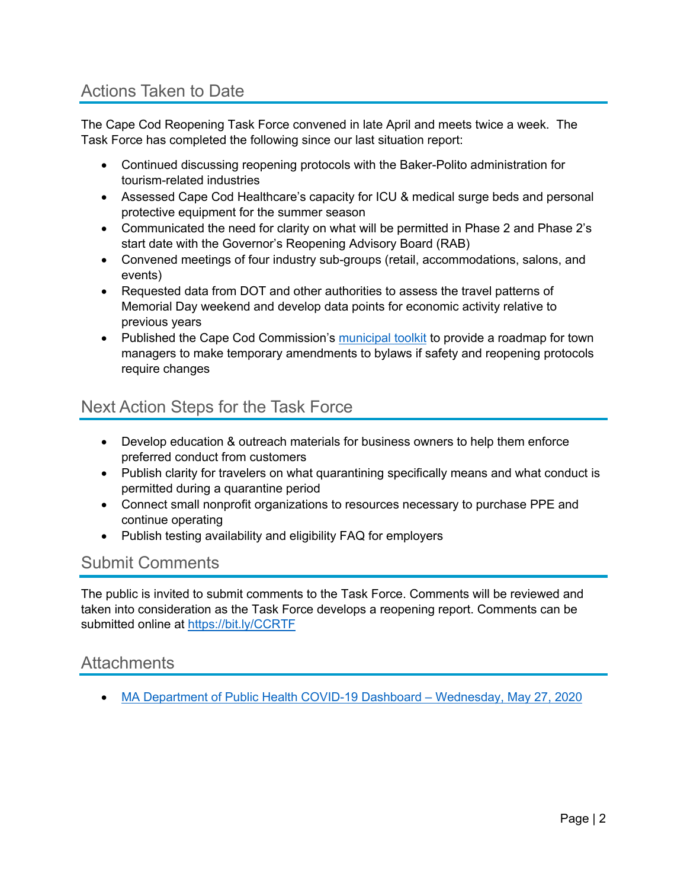## Actions Taken to Date

The Cape Cod Reopening Task Force convened in late April and meets twice a week. The Task Force has completed the following since our last situation report:

- Continued discussing reopening protocols with the Baker-Polito administration for tourism-related industries
- Assessed Cape Cod Healthcare's capacity for ICU & medical surge beds and personal protective equipment for the summer season
- Communicated the need for clarity on what will be permitted in Phase 2 and Phase 2's start date with the Governor's Reopening Advisory Board (RAB)
- Convened meetings of four industry sub-groups (retail, accommodations, salons, and events)
- Requested data from DOT and other authorities to assess the travel patterns of Memorial Day weekend and develop data points for economic activity relative to previous years
- Published the Cape Cod Commission's municipal toolkit to provide a roadmap for town managers to make temporary amendments to bylaws if safety and reopening protocols require changes

## Next Action Steps for the Task Force

- Develop education & outreach materials for business owners to help them enforce preferred conduct from customers
- Publish clarity for travelers on what quarantining specifically means and what conduct is permitted during a quarantine period
- Connect small nonprofit organizations to resources necessary to purchase PPE and continue operating
- Publish testing availability and eligibility FAQ for employers

## Submit Comments

The public is invited to submit comments to the Task Force. Comments will be reviewed and taken into consideration as the Task Force develops a reopening report. Comments can be submitted online at https://bit.ly/CCRTF

## Attachments

- MA Department of Public Health COVID-19 Dashboard – Wednesday, May 27, 2020